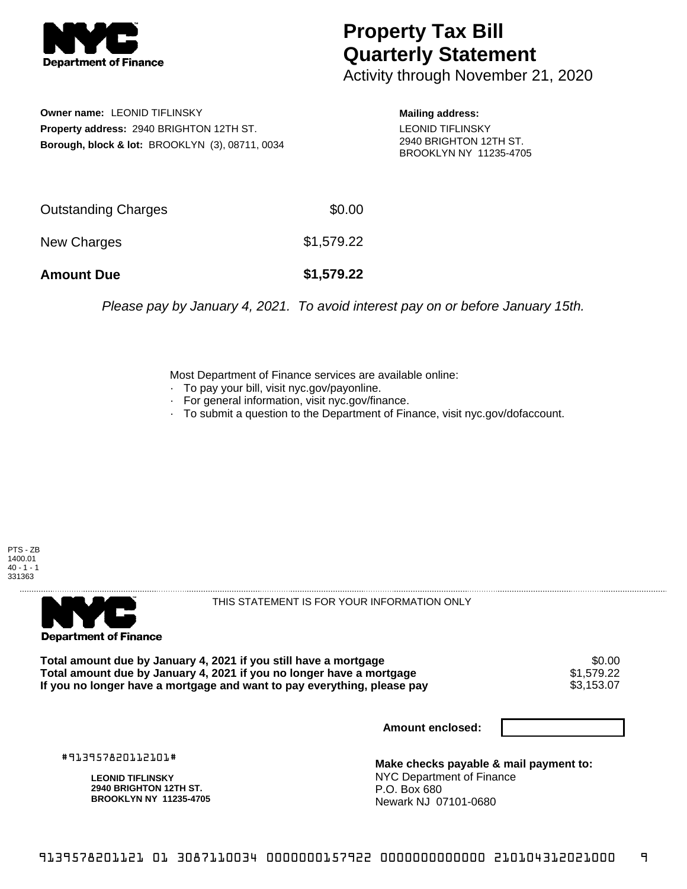# Property Tax Bill Quarterly Statement

Activity through November 21, 2020

**Owner name:** LEONID TIFLINSKY
**Property address:** 2940 BRIGHTON 12TH ST.
**Borough, block & lot:** BROOKLYN (3), 08711, 0034

**Mailing address:**
LEONID TIFLINSKY
2940 BRIGHTON 12TH ST.
BROOKLYN NY 11235-4705

| | |
|---|---|
| Outstanding Charges | $0.00 |
| New Charges | $1,579.22 |
| **Amount Due** | **$1,579.22** |

*Please pay by January 4, 2021. To avoid interest pay on or before January 15th.*

Most Department of Finance services are available online:

- To pay your bill, visit nyc.gov/payonline.
- For general information, visit nyc.gov/finance.
- To submit a question to the Department of Finance, visit nyc.gov/dofaccount.

PTS - ZB
1400.01
40 - 1 - 1
331363

THIS STATEMENT IS FOR YOUR INFORMATION ONLY

| | |
|---|---|
| **Total amount due by January 4, 2021 if you still have a mortgage** | $0.00 |
| **Total amount due by January 4, 2021 if you no longer have a mortgage** | $1,579.22 |
| **If you no longer have a mortgage and want to pay everything, please pay** | $3,153.07 |

**Amount enclosed:**

#913957820112101#

**LEONID TIFLINSKY**
**2940 BRIGHTON 12TH ST.**
**BROOKLYN NY 11235-4705**

**Make checks payable & mail payment to:**
NYC Department of Finance
P.O. Box 680
Newark NJ 07101-0680

9139578201121 01 3087110034 0000000157922 0000000000000 210104312021000 9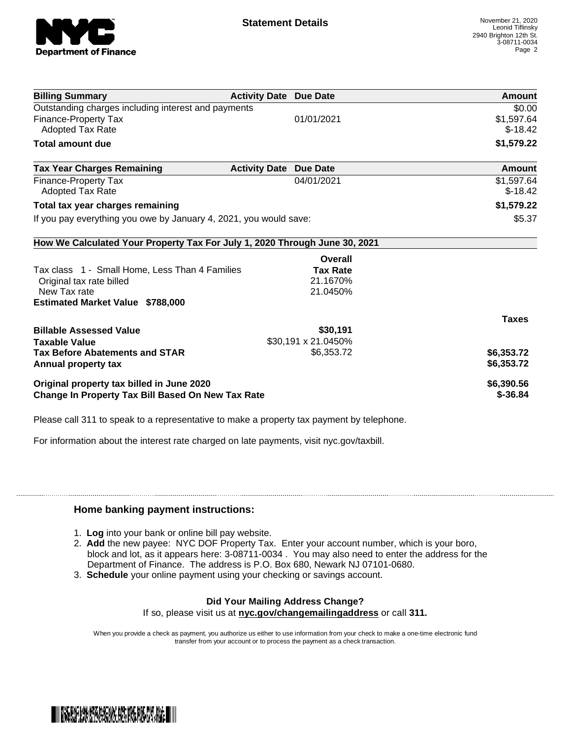NYC Department of Finance

## Statement Details

November 21, 2020
Leonid Tiflinsky
2940 Brighton 12th St.
3-08711-0034

| Billing Summary | Activity Date | Due Date | Amount |
|---|---|---|---|
| Outstanding charges including interest and payments | | | $0.00 |
| Finance-Property Tax | | 01/01/2021 | $1,597.64 |
| Adopted Tax Rate | | | $-18.42 |
| **Total amount due** | | | **$1,579.22** |

| Tax Year Charges Remaining | Activity Date | Due Date | Amount |
|---|---|---|---|
| Finance-Property Tax | | 04/01/2021 | $1,597.64 |
| Adopted Tax Rate | | | $-18.42 |
| **Total tax year charges remaining** | | | **$1,579.22** |
| If you pay everything you owe by January 4, 2021, you would save: | | | $5.37 |

### How We Calculated Your Property Tax For July 1, 2020 Through June 30, 2021

| | Overall Tax Rate | |
|---|---|---|
| Tax class 1 - Small Home, Less Than 4 Families | | |
| Original tax rate billed | 21.1670% | |
| New Tax rate | 21.0450% | |
| **Estimated Market Value $788,000** | | |
| | | **Taxes** |
| **Billable Assessed Value** | **$30,191** | |
| **Taxable Value** | $30,191 x 21.0450% | |
| **Tax Before Abatements and STAR** | $6,353.72 | **$6,353.72** |
| **Annual property tax** | | **$6,353.72** |
| **Original property tax billed in June 2020** | | **$6,390.56** |
| **Change In Property Tax Bill Based On New Tax Rate** | | **$-36.84** |

Please call 311 to speak to a representative to make a property tax payment by telephone.

For information about the interest rate charged on late payments, visit nyc.gov/taxbill.

### Home banking payment instructions:

1. **Log** into your bank or online bill pay website.
2. **Add** the new payee: NYC DOF Property Tax. Enter your account number, which is your boro, block and lot, as it appears here: 3-08711-0034 . You may also need to enter the address for the Department of Finance. The address is P.O. Box 680, Newark NJ 07101-0680.
3. **Schedule** your online payment using your checking or savings account.

**Did Your Mailing Address Change?**
If so, please visit us at **nyc.gov/changemailingaddress** or call **311.**

When you provide a check as payment, you authorize us either to use information from your check to make a one-time electronic fund transfer from your account or to process the payment as a check transaction.